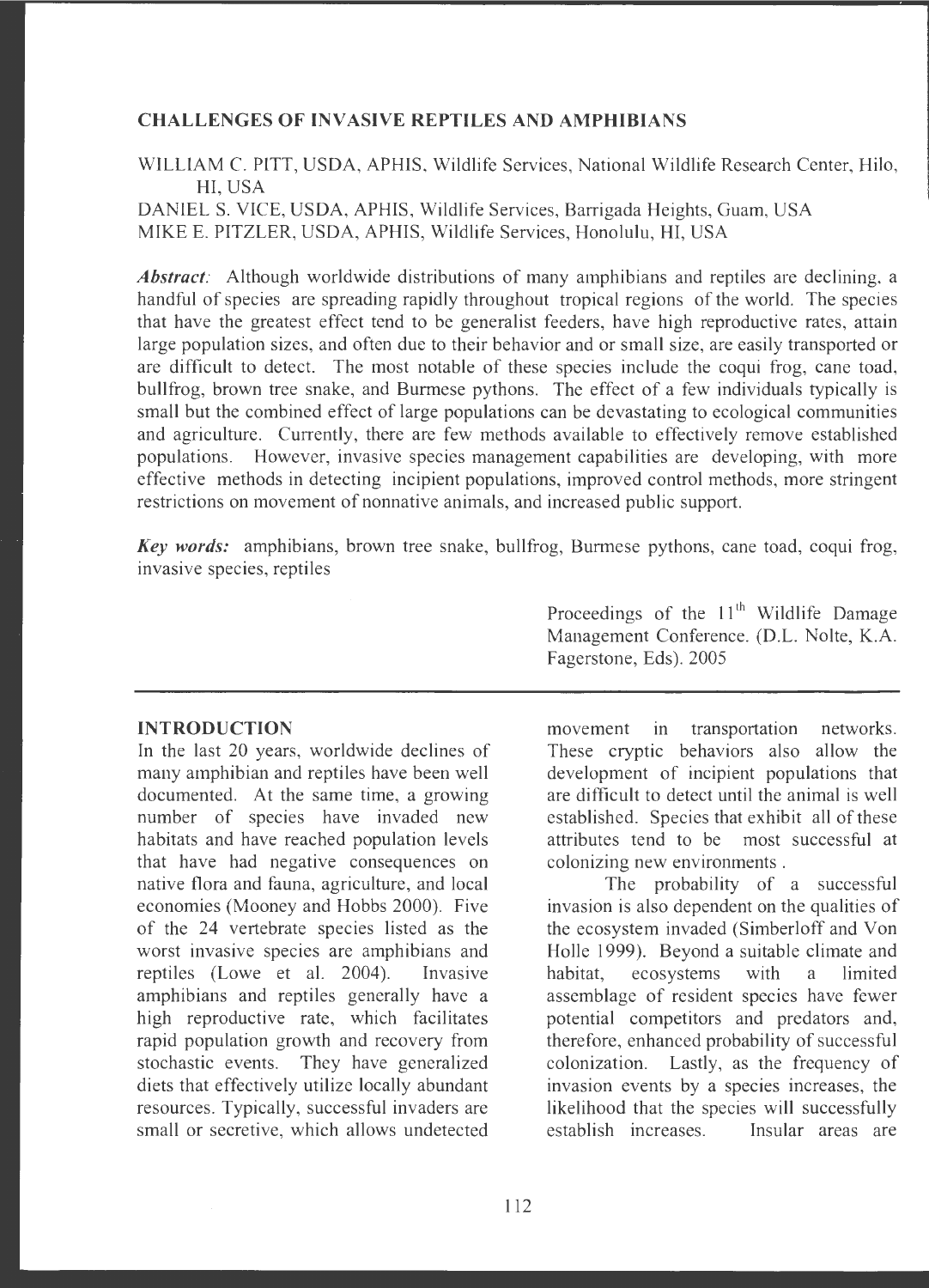# CHALLENGES OF INVASIVE REPTILES AND AMPHIBIANS

WILLIAM C. PITT, USDA, APHIS, Wildlife Services, National Wildlife Research Center, Hilo, HI, USA

DANIEL S. VICE, USDA, APHIS, Wildlife Services, Barrigada Heights, Guam, USA

MIKE E. PITZLER, USDA, APHIS, Wildlife Services, Honolulu, HI, USA

***Abstract:*** Although worldwide distributions of many amphibians and reptiles are declining, a handful of species are spreading rapidly throughout tropical regions of the world. The species that have the greatest effect tend to be generalist feeders, have high reproductive rates, attain large population sizes, and often due to their behavior and or small size, are easily transported or are difficult to detect. The most notable of these species include the coqui frog, cane toad, bullfrog, brown tree snake, and Burmese pythons. The effect of a few individuals typically is small but the combined effect of large populations can be devastating to ecological communities and agriculture. Currently, there are few methods available to effectively remove established populations. However, invasive species management capabilities are developing, with more effective methods in detecting incipient populations, improved control methods, more stringent restrictions on movement of nonnative animals, and increased public support.

***Key words:*** amphibians, brown tree snake, bullfrog, Burmese pythons, cane toad, coqui frog, invasive species, reptiles

Proceedings of the 11th Wildlife Damage Management Conference. (D.L. Nolte, K.A. Fagerstone, Eds). 2005

## INTRODUCTION

In the last 20 years, worldwide declines of many amphibian and reptiles have been well documented. At the same time, a growing number of species have invaded new habitats and have reached population levels that have had negative consequences on native flora and fauna, agriculture, and local economies (Mooney and Hobbs 2000). Five of the 24 vertebrate species listed as the worst invasive species are amphibians and reptiles (Lowe et al. 2004). Invasive amphibians and reptiles generally have a high reproductive rate, which facilitates rapid population growth and recovery from stochastic events. They have generalized diets that effectively utilize locally abundant resources. Typically, successful invaders are small or secretive, which allows undetected movement in transportation networks. These cryptic behaviors also allow the development of incipient populations that are difficult to detect until the animal is well established. Species that exhibit all of these attributes tend to be most successful at colonizing new environments.

The probability of a successful invasion is also dependent on the qualities of the ecosystem invaded (Simberloff and Von Holle 1999). Beyond a suitable climate and habitat, ecosystems with a limited assemblage of resident species have fewer potential competitors and predators and, therefore, enhanced probability of successful colonization. Lastly, as the frequency of invasion events by a species increases, the likelihood that the species will successfully establish increases. Insular areas are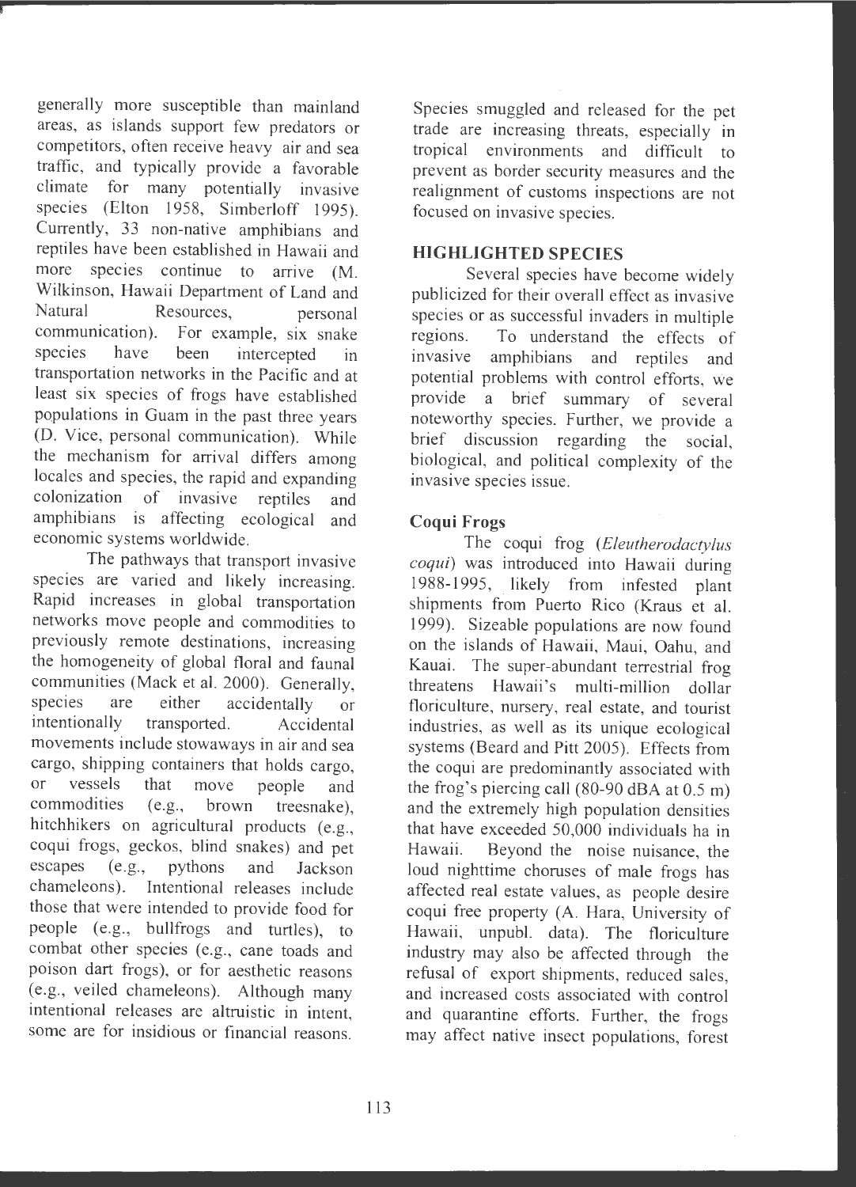generally more susceptible than mainland areas, as islands support few predators or competitors, often receive heavy air and sea traffic, and typically provide a favorable climate for many potentially invasive species (Elton 1958, Simberloff 1995). Currently, 33 non-native amphibians and reptiles have been established in Hawaii and more species continue to arrive (M. Wilkinson, Hawaii Department of Land and Natural Resources, personal communication). For example, six snake species have been intercepted in transportation networks in the Pacific and at least six species of frogs have established populations in Guam in the past three years (D. Vice, personal communication). While the mechanism for arrival differs among locales and species, the rapid and expanding colonization of invasive reptiles and amphibians is affecting ecological and economic systems worldwide.

The pathways that transport invasive species are varied and likely increasing. Rapid increases in global transportation networks move people and commodities to previously remote destinations, increasing the homogeneity of global floral and faunal communities (Mack et al. 2000). Generally, species are either accidentally or intentionally transported. Accidental movements include stowaways in air and sea cargo, shipping containers that holds cargo, or vessels that move people and commodities (e.g., brown treesnake), hitchhikers on agricultural products (e.g., coqui frogs, geckos, blind snakes) and pet escapes (e.g., pythons and Jackson chameleons). Intentional releases include those that were intended to provide food for people (e.g., bullfrogs and turtles), to combat other species (e.g., cane toads and poison dart frogs), or for aesthetic reasons (e.g., veiled chameleons). Although many intentional releases are altruistic in intent, some are for insidious or financial reasons. Species smuggled and released for the pet trade are increasing threats, especially in tropical environments and difficult to prevent as border security measures and the realignment of customs inspections are not focused on invasive species.

## HIGHLIGHTED SPECIES

Several species have become widely publicized for their overall effect as invasive species or as successful invaders in multiple regions. To understand the effects of invasive amphibians and reptiles and potential problems with control efforts, we provide a brief summary of several noteworthy species. Further, we provide a brief discussion regarding the social, biological, and political complexity of the invasive species issue.

### Coqui Frogs

The coqui frog (*Eleutherodactylus coqui*) was introduced into Hawaii during 1988-1995, likely from infested plant shipments from Puerto Rico (Kraus et al. 1999). Sizeable populations are now found on the islands of Hawaii, Maui, Oahu, and Kauai. The super-abundant terrestrial frog threatens Hawaii's multi-million dollar floriculture, nursery, real estate, and tourist industries, as well as its unique ecological systems (Beard and Pitt 2005). Effects from the coqui are predominantly associated with the frog's piercing call (80-90 dBA at 0.5 m) and the extremely high population densities that have exceeded 50,000 individuals ha in Hawaii. Beyond the noise nuisance, the loud nighttime choruses of male frogs has affected real estate values, as people desire coqui free property (A. Hara, University of Hawaii, unpubl. data). The floriculture industry may also be affected through the refusal of export shipments, reduced sales, and increased costs associated with control and quarantine efforts. Further, the frogs may affect native insect populations, forest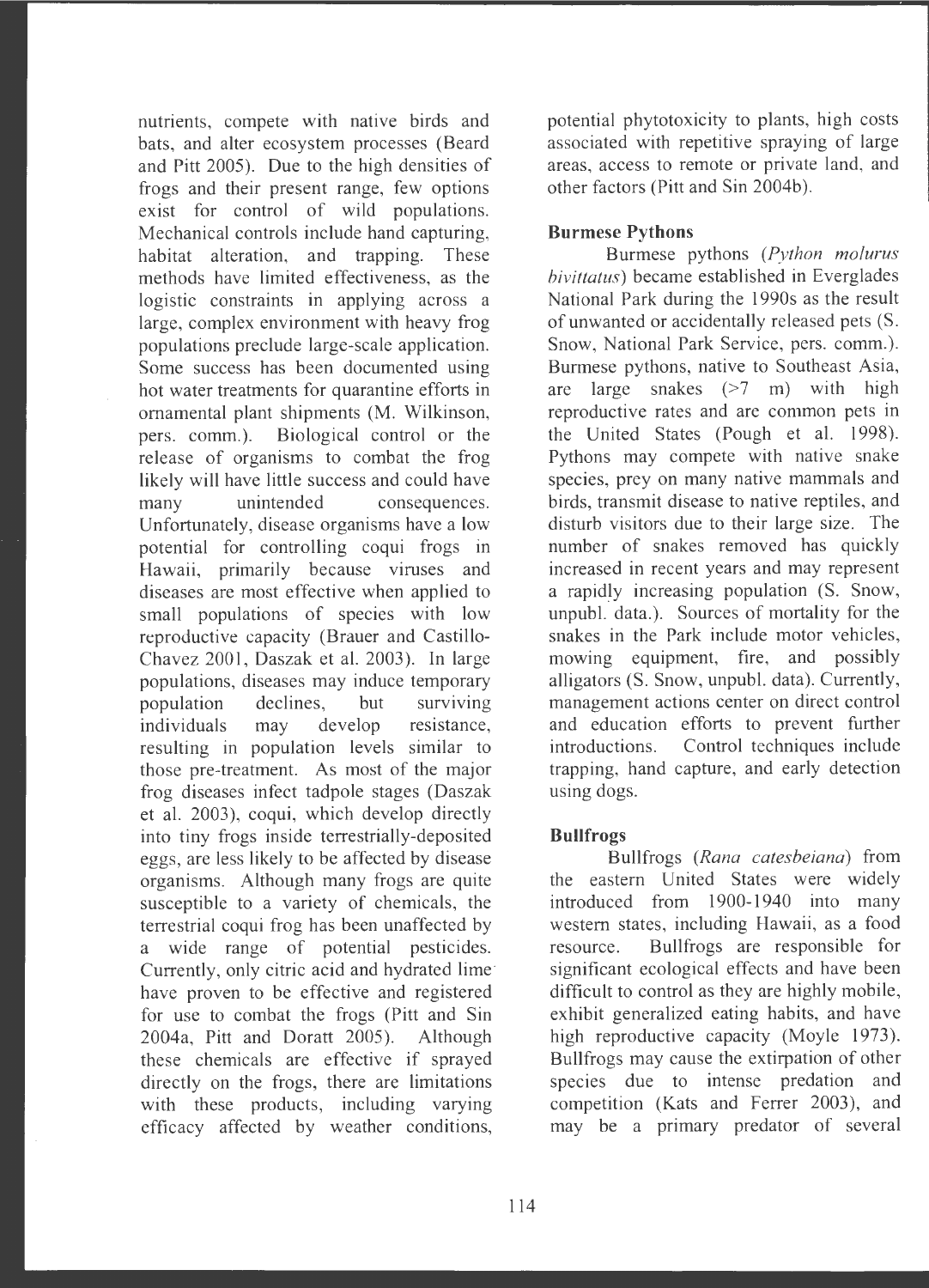nutrients, compete with native birds and bats, and alter ecosystem processes (Beard and Pitt 2005). Due to the high densities of frogs and their present range, few options exist for control of wild populations. Mechanical controls include hand capturing, habitat alteration, and trapping. These methods have limited effectiveness, as the logistic constraints in applying across a large, complex environment with heavy frog populations preclude large-scale application. Some success has been documented using hot water treatments for quarantine efforts in ornamental plant shipments (M. Wilkinson, pers. comm.). Biological control or the release of organisms to combat the frog likely will have little success and could have many unintended consequences. Unfortunately, disease organisms have a low potential for controlling coqui frogs in Hawaii, primarily because viruses and diseases are most effective when applied to small populations of species with low reproductive capacity (Brauer and Castillo-Chavez 2001, Daszak et al. 2003). In large populations, diseases may induce temporary population declines, but surviving individuals may develop resistance, resulting in population levels similar to those pre-treatment. As most of the major frog diseases infect tadpole stages (Daszak et al. 2003), coqui, which develop directly into tiny frogs inside terrestrially-deposited eggs, are less likely to be affected by disease organisms. Although many frogs are quite susceptible to a variety of chemicals, the terrestrial coqui frog has been unaffected by a wide range of potential pesticides. Currently, only citric acid and hydrated lime have proven to be effective and registered for use to combat the frogs (Pitt and Sin 2004a, Pitt and Doratt 2005). Although these chemicals are effective if sprayed directly on the frogs, there are limitations with these products, including varying efficacy affected by weather conditions, potential phytotoxicity to plants, high costs associated with repetitive spraying of large areas, access to remote or private land, and other factors (Pitt and Sin 2004b).

**Burmese Pythons**

Burmese pythons (*Python molurus bivittatus*) became established in Everglades National Park during the 1990s as the result of unwanted or accidentally released pets (S. Snow, National Park Service, pers. comm.). Burmese pythons, native to Southeast Asia, are large snakes (>7 m) with high reproductive rates and are common pets in the United States (Pough et al. 1998). Pythons may compete with native snake species, prey on many native mammals and birds, transmit disease to native reptiles, and disturb visitors due to their large size. The number of snakes removed has quickly increased in recent years and may represent a rapidly increasing population (S. Snow, unpubl. data.). Sources of mortality for the snakes in the Park include motor vehicles, mowing equipment, fire, and possibly alligators (S. Snow, unpubl. data). Currently, management actions center on direct control and education efforts to prevent further introductions. Control techniques include trapping, hand capture, and early detection using dogs.

**Bullfrogs**

Bullfrogs (*Rana catesbeiana*) from the eastern United States were widely introduced from 1900-1940 into many western states, including Hawaii, as a food resource. Bullfrogs are responsible for significant ecological effects and have been difficult to control as they are highly mobile, exhibit generalized eating habits, and have high reproductive capacity (Moyle 1973). Bullfrogs may cause the extirpation of other species due to intense predation and competition (Kats and Ferrer 2003), and may be a primary predator of several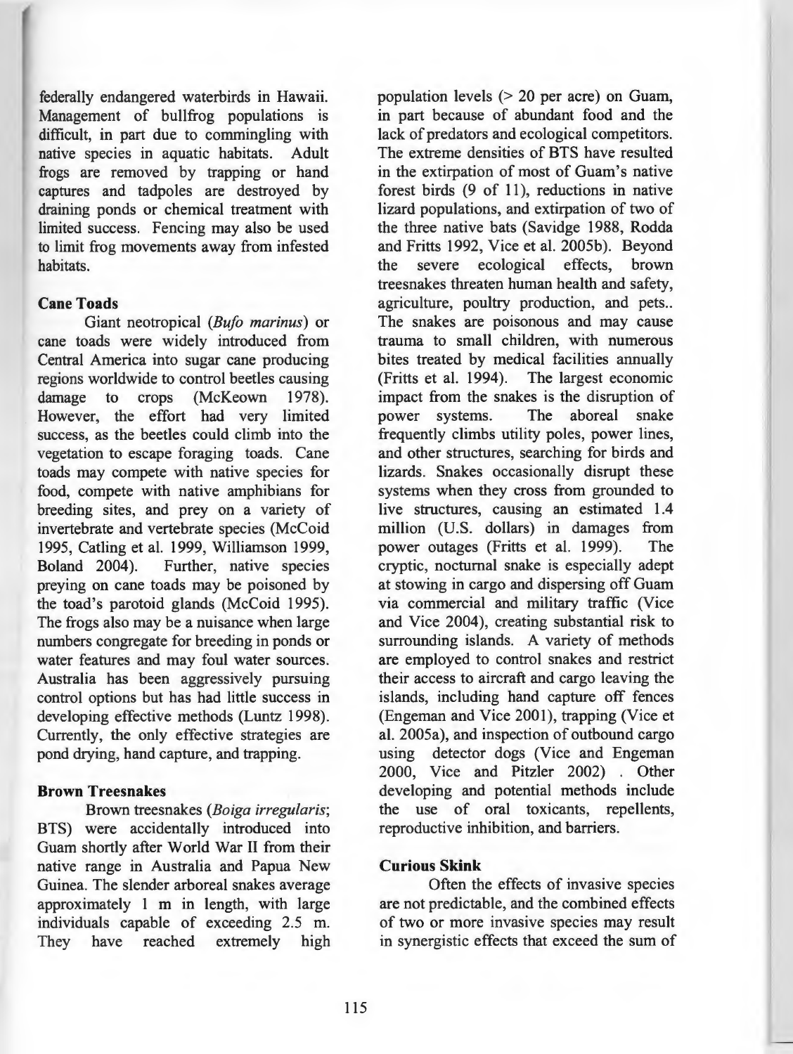federally endangered waterbirds in Hawaii. Management of bullfrog populations is difficult, in part due to commingling with native species in aquatic habitats. Adult frogs are removed by trapping or hand captures and tadpoles are destroyed by draining ponds or chemical treatment with limited success. Fencing may also be used to limit frog movements away from infested habitats.

### Cane Toads

Giant neotropical (*Bufo marinus*) or cane toads were widely introduced from Central America into sugar cane producing regions worldwide to control beetles causing damage to crops (McKeown 1978). However, the effort had very limited success, as the beetles could climb into the vegetation to escape foraging toads. Cane toads may compete with native species for food, compete with native amphibians for breeding sites, and prey on a variety of invertebrate and vertebrate species (McCoid 1995, Catling et al. 1999, Williamson 1999, Boland 2004). Further, native species preying on cane toads may be poisoned by the toad's parotoid glands (McCoid 1995). The frogs also may be a nuisance when large numbers congregate for breeding in ponds or water features and may foul water sources. Australia has been aggressively pursuing control options but has had little success in developing effective methods (Luntz 1998). Currently, the only effective strategies are pond drying, hand capture, and trapping.

### Brown Treesnakes

Brown treesnakes (*Boiga irregularis*; BTS) were accidentally introduced into Guam shortly after World War II from their native range in Australia and Papua New Guinea. The slender arboreal snakes average approximately 1 m in length, with large individuals capable of exceeding 2.5 m. They have reached extremely high population levels (> 20 per acre) on Guam, in part because of abundant food and the lack of predators and ecological competitors. The extreme densities of BTS have resulted in the extirpation of most of Guam's native forest birds (9 of 11), reductions in native lizard populations, and extirpation of two of the three native bats (Savidge 1988, Rodda and Fritts 1992, Vice et al. 2005b). Beyond the severe ecological effects, brown treesnakes threaten human health and safety, agriculture, poultry production, and pets.. The snakes are poisonous and may cause trauma to small children, with numerous bites treated by medical facilities annually (Fritts et al. 1994). The largest economic impact from the snakes is the disruption of power systems. The aboreal snake frequently climbs utility poles, power lines, and other structures, searching for birds and lizards. Snakes occasionally disrupt these systems when they cross from grounded to live structures, causing an estimated 1.4 million (U.S. dollars) in damages from power outages (Fritts et al. 1999). The cryptic, nocturnal snake is especially adept at stowing in cargo and dispersing off Guam via commercial and military traffic (Vice and Vice 2004), creating substantial risk to surrounding islands. A variety of methods are employed to control snakes and restrict their access to aircraft and cargo leaving the islands, including hand capture off fences (Engeman and Vice 2001), trapping (Vice et al. 2005a), and inspection of outbound cargo using detector dogs (Vice and Engeman 2000, Vice and Pitzler 2002) . Other developing and potential methods include the use of oral toxicants, repellents, reproductive inhibition, and barriers.

### Curious Skink

Often the effects of invasive species are not predictable, and the combined effects of two or more invasive species may result in synergistic effects that exceed the sum of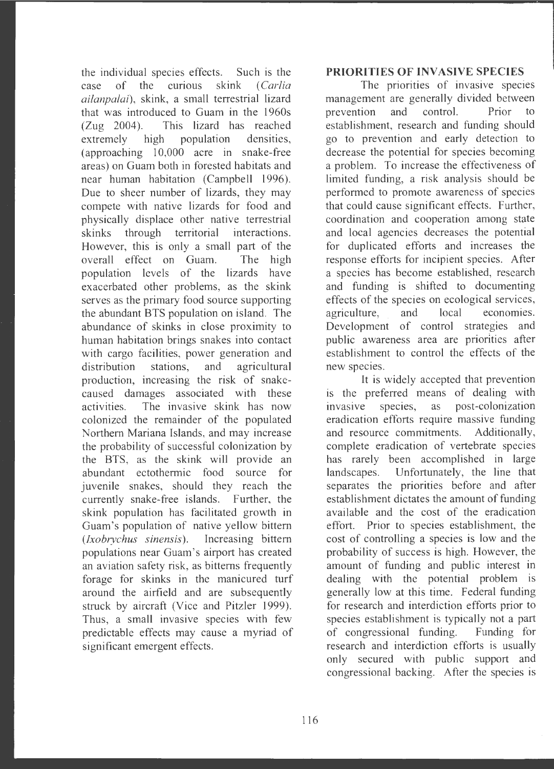the individual species effects. Such is the case of the curious skink (*Carlia ailanpalai*), skink, a small terrestrial lizard that was introduced to Guam in the 1960s (Zug 2004). This lizard has reached extremely high population densities, (approaching 10,000 acre in snake-free areas) on Guam both in forested habitats and near human habitation (Campbell 1996). Due to sheer number of lizards, they may compete with native lizards for food and physically displace other native terrestrial skinks through territorial interactions. However, this is only a small part of the overall effect on Guam. The high population levels of the lizards have exacerbated other problems, as the skink serves as the primary food source supporting the abundant BTS population on island. The abundance of skinks in close proximity to human habitation brings snakes into contact with cargo facilities, power generation and distribution stations, and agricultural production, increasing the risk of snake-caused damages associated with these activities. The invasive skink has now colonized the remainder of the populated Northern Mariana Islands, and may increase the probability of successful colonization by the BTS, as the skink will provide an abundant ectothermic food source for juvenile snakes, should they reach the currently snake-free islands. Further, the skink population has facilitated growth in Guam's population of native yellow bittern (*Ixobrychus sinensis*). Increasing bittern populations near Guam's airport has created an aviation safety risk, as bitterns frequently forage for skinks in the manicured turf around the airfield and are subsequently struck by aircraft (Vice and Pitzler 1999). Thus, a small invasive species with few predictable effects may cause a myriad of significant emergent effects.

## PRIORITIES OF INVASIVE SPECIES

The priorities of invasive species management are generally divided between prevention and control. Prior to establishment, research and funding should go to prevention and early detection to decrease the potential for species becoming a problem. To increase the effectiveness of limited funding, a risk analysis should be performed to promote awareness of species that could cause significant effects. Further, coordination and cooperation among state and local agencies decreases the potential for duplicated efforts and increases the response efforts for incipient species. After a species has become established, research and funding is shifted to documenting effects of the species on ecological services, agriculture, and local economies. Development of control strategies and public awareness area are priorities after establishment to control the effects of the new species.

It is widely accepted that prevention is the preferred means of dealing with invasive species, as post-colonization eradication efforts require massive funding and resource commitments. Additionally, complete eradication of vertebrate species has rarely been accomplished in large landscapes. Unfortunately, the line that separates the priorities before and after establishment dictates the amount of funding available and the cost of the eradication effort. Prior to species establishment, the cost of controlling a species is low and the probability of success is high. However, the amount of funding and public interest in dealing with the potential problem is generally low at this time. Federal funding for research and interdiction efforts prior to species establishment is typically not a part of congressional funding. Funding for research and interdiction efforts is usually only secured with public support and congressional backing. After the species is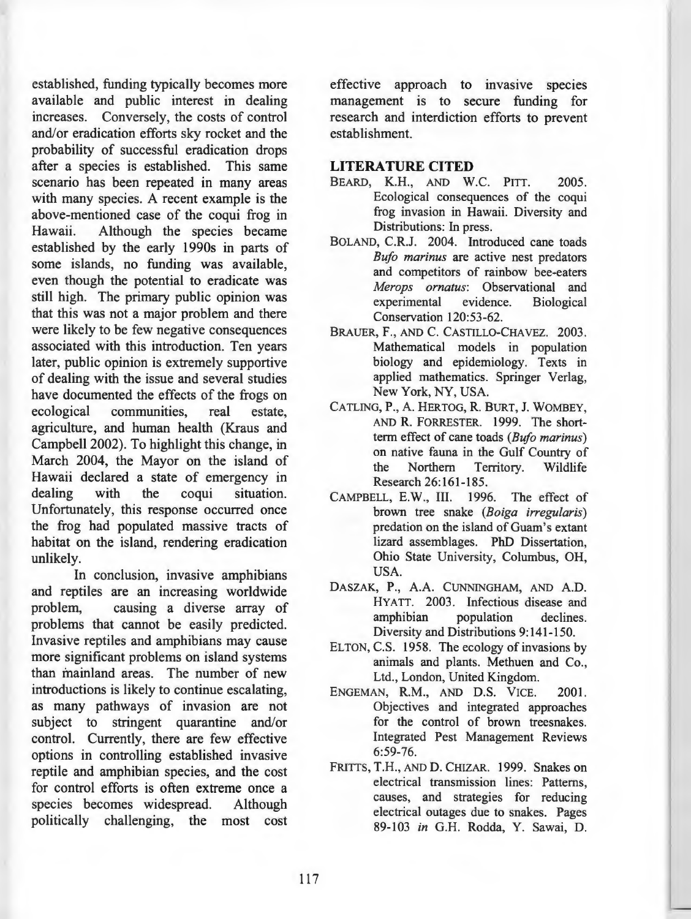established, funding typically becomes more available and public interest in dealing increases. Conversely, the costs of control and/or eradication efforts sky rocket and the probability of successful eradication drops after a species is established. This same scenario has been repeated in many areas with many species. A recent example is the above-mentioned case of the coqui frog in Hawaii. Although the species became established by the early 1990s in parts of some islands, no funding was available, even though the potential to eradicate was still high. The primary public opinion was that this was not a major problem and there were likely to be few negative consequences associated with this introduction. Ten years later, public opinion is extremely supportive of dealing with the issue and several studies have documented the effects of the frogs on ecological communities, real estate, agriculture, and human health (Kraus and Campbell 2002). To highlight this change, in March 2004, the Mayor on the island of Hawaii declared a state of emergency in dealing with the coqui situation. Unfortunately, this response occurred once the frog had populated massive tracts of habitat on the island, rendering eradication unlikely.

In conclusion, invasive amphibians and reptiles are an increasing worldwide problem, causing a diverse array of problems that cannot be easily predicted. Invasive reptiles and amphibians may cause more significant problems on island systems than mainland areas. The number of new introductions is likely to continue escalating, as many pathways of invasion are not subject to stringent quarantine and/or control. Currently, there are few effective options in controlling established invasive reptile and amphibian species, and the cost for control efforts is often extreme once a species becomes widespread. Although politically challenging, the most cost effective approach to invasive species management is to secure funding for research and interdiction efforts to prevent establishment.

## LITERATURE CITED

BEARD, K.H., AND W.C. PITT. 2005. Ecological consequences of the coqui frog invasion in Hawaii. Diversity and Distributions: In press.

BOLAND, C.R.J. 2004. Introduced cane toads *Bufo marinus* are active nest predators and competitors of rainbow bee-eaters *Merops ornatus*: Observational and experimental evidence. Biological Conservation 120:53-62.

BRAUER, F., AND C. CASTILLO-CHAVEZ. 2003. Mathematical models in population biology and epidemiology. Texts in applied mathematics. Springer Verlag, New York, NY, USA.

CATLING, P., A. HERTOG, R. BURT, J. WOMBEY, AND R. FORRESTER. 1999. The short-term effect of cane toads (*Bufo marinus*) on native fauna in the Gulf Country of the Northern Territory. Wildlife Research 26:161-185.

CAMPBELL, E.W., III. 1996. The effect of brown tree snake (*Boiga irregularis*) predation on the island of Guam's extant lizard assemblages. PhD Dissertation, Ohio State University, Columbus, OH, USA.

DASZAK, P., A.A. CUNNINGHAM, AND A.D. HYATT. 2003. Infectious disease and amphibian population declines. Diversity and Distributions 9:141-150.

ELTON, C.S. 1958. The ecology of invasions by animals and plants. Methuen and Co., Ltd., London, United Kingdom.

ENGEMAN, R.M., AND D.S. VICE. 2001. Objectives and integrated approaches for the control of brown treesnakes. Integrated Pest Management Reviews 6:59-76.

FRITTS, T.H., AND D. CHIZAR. 1999. Snakes on electrical transmission lines: Patterns, causes, and strategies for reducing electrical outages due to snakes. Pages 89-103 *in* G.H. Rodda, Y. Sawai, D.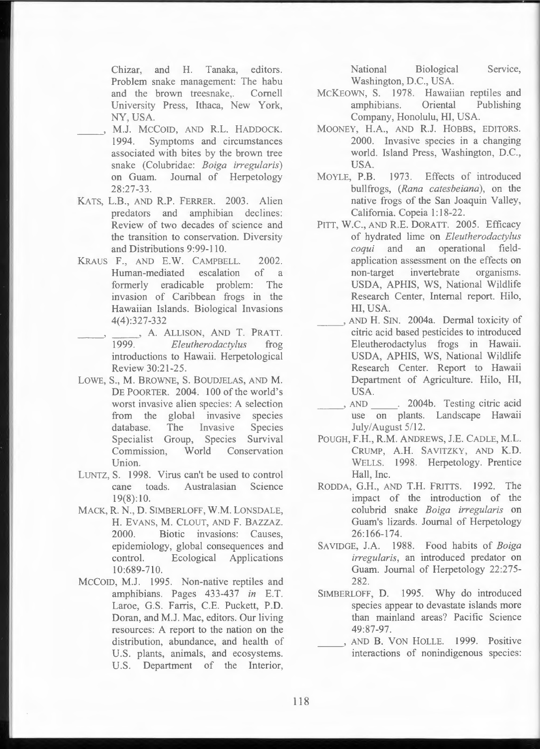Chizar, and H. Tanaka, editors. Problem snake management: The habu and the brown treesnake,. Cornell University Press, Ithaca, New York, NY, USA.

_____, M.J. McCoid, and R.L. Haddock. 1994. Symptoms and circumstances associated with bites by the brown tree snake (Colubridae: *Boiga irregularis*) on Guam. Journal of Herpetology 28:27-33.

Kats, L.B., and R.P. Ferrer. 2003. Alien predators and amphibian declines: Review of two decades of science and the transition to conservation. Diversity and Distributions 9:99-110.

Kraus F., and E.W. Campbell. 2002. Human-mediated escalation of a formerly eradicable problem: The invasion of Caribbean frogs in the Hawaiian Islands. Biological Invasions 4(4):327-332

_____, _____, A. Allison, and T. Pratt. 1999. *Eleutherodactylus* frog introductions to Hawaii. Herpetological Review 30:21-25.

Lowe, S., M. Browne, S. Boudjelas, and M. De Poorter. 2004. 100 of the world's worst invasive alien species: A selection from the global invasive species database. The Invasive Species Specialist Group, Species Survival Commission, World Conservation Union.

Luntz, S. 1998. Virus can't be used to control cane toads. Australasian Science 19(8):10.

Mack, R. N., D. Simberloff, W.M. Lonsdale, H. Evans, M. Clout, and F. Bazzaz. 2000. Biotic invasions: Causes, epidemiology, global consequences and control. Ecological Applications 10:689-710.

McCoid, M.J. 1995. Non-native reptiles and amphibians. Pages 433-437 *in* E.T. Laroe, G.S. Farris, C.E. Puckett, P.D. Doran, and M.J. Mac, editors. Our living resources: A report to the nation on the distribution, abundance, and health of U.S. plants, animals, and ecosystems. U.S. Department of the Interior, National Biological Service, Washington, D.C., USA.

McKeown, S. 1978. Hawaiian reptiles and amphibians. Oriental Publishing Company, Honolulu, HI, USA.

Mooney, H.A., and R.J. Hobbs, editors. 2000. Invasive species in a changing world. Island Press, Washington, D.C., USA.

Moyle, P.B. 1973. Effects of introduced bullfrogs, (*Rana catesbeiana*), on the native frogs of the San Joaquin Valley, California. Copeia 1:18-22.

Pitt, W.C., and R.E. Doratt. 2005. Efficacy of hydrated lime on *Eleutherodactylus coqui* and an operational field-application assessment on the effects on non-target invertebrate organisms. USDA, APHIS, WS, National Wildlife Research Center, Internal report. Hilo, HI, USA.

_____, and H. Sin. 2004a. Dermal toxicity of citric acid based pesticides to introduced Eleutherodactylus frogs in Hawaii. USDA, APHIS, WS, National Wildlife Research Center. Report to Hawaii Department of Agriculture. Hilo, HI, USA.

_____, and _____. 2004b. Testing citric acid use on plants. Landscape Hawaii July/August 5/12.

Pough, F.H., R.M. Andrews, J.E. Cadle, M.L. Crump, A.H. Savitzky, and K.D. Wells. 1998. Herpetology. Prentice Hall, Inc.

Rodda, G.H., and T.H. Fritts. 1992. The impact of the introduction of the colubrid snake *Boiga irregularis* on Guam's lizards. Journal of Herpetology 26:166-174.

Savidge, J.A. 1988. Food habits of *Boiga irregularis*, an introduced predator on Guam. Journal of Herpetology 22:275-282.

Simberloff, D. 1995. Why do introduced species appear to devastate islands more than mainland areas? Pacific Science 49:87-97.

_____, and B. Von Holle. 1999. Positive interactions of nonindigenous species: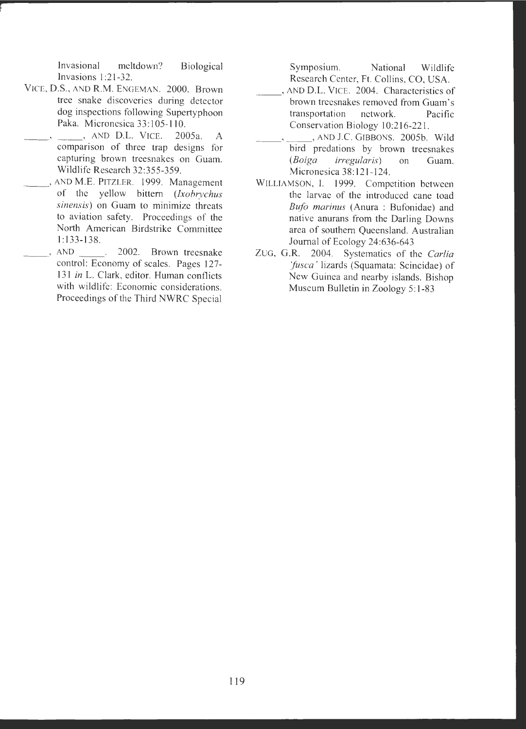Invasional meltdown? Biological Invasions 1:21-32.

VICE, D.S., AND R.M. ENGEMAN. 2000. Brown tree snake discoveries during detector dog inspections following Supertyphoon Paka. Micronesica 33:105-110.

_____, _____, AND D.L. VICE. 2005a. A comparison of three trap designs for capturing brown treesnakes on Guam. Wildlife Research 32:355-359.

_____, AND M.E. PITZLER. 1999. Management of the yellow bittern (*Ixobrychus sinensis*) on Guam to minimize threats to aviation safety. Proceedings of the North American Birdstrike Committee 1:133-138.

_____, AND _____. 2002. Brown treesnake control: Economy of scales. Pages 127-131 *in* L. Clark, editor. Human conflicts with wildlife: Economic considerations. Proceedings of the Third NWRC Special Symposium. National Wildlife Research Center, Ft. Collins, CO, USA.

_____, AND D.L. VICE. 2004. Characteristics of brown treesnakes removed from Guam's transportation network. Pacific Conservation Biology 10:216-221.

_____, _____, AND J.C. GIBBONS. 2005b. Wild bird predations by brown treesnakes (*Boiga irregularis*) on Guam. Micronesica 38:121-124.

WILLIAMSON, I. 1999. Competition between the larvae of the introduced cane toad *Bufo marinus* (Anura : Bufonidae) and native anurans from the Darling Downs area of southern Queensland. Australian Journal of Ecology 24:636-643

ZUG, G.R. 2004. Systematics of the *Carlia 'fusca'* lizards (Squamata: Scincidae) of New Guinea and nearby islands. Bishop Museum Bulletin in Zoology 5:1-83